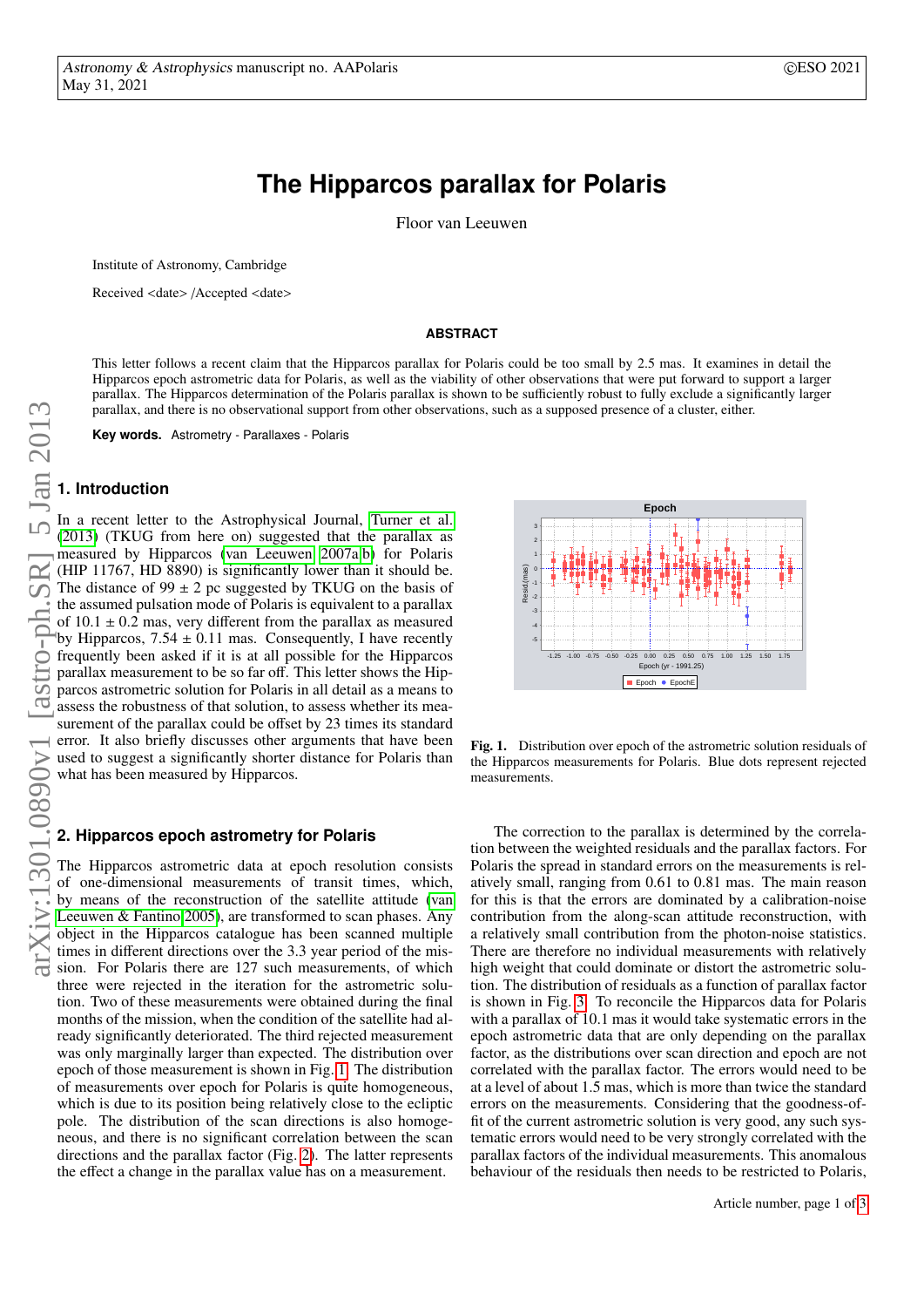# The Hipparcos parallax for Polaris

Floor van Leeuwen

Institute of Astronomy, Cambridge

Received <date> /Accepted <date>

## ABSTRACT

This letter follows a recent claim that the Hipparcos parallax for Polaris could be too small by 2.5 mas. It examines in detail the Hipparcos epoch astrometric data for Polaris, as well as the viability of other observations that were put forward to support a larger parallax. The Hipparcos determination of the Polaris parallax is shown to be sufficiently robust to fully exclude a significantly larger parallax, and there is no observational support from other observations, such as a supposed presence of a cluster, either.

**Key words.** Astrometry - Parallaxes - Polaris

## 1. Introduction

In a recent letter to the Astrophysical Journal, Turner et al. (2013) (TKUG from here on) suggested that the parallax as measured by Hipparcos (van Leeuwen 2007a,b) for Polaris (HIP 11767, HD 8890) is significantly lower than it should be. The distance of 99 ± 2 pc suggested by TKUG on the basis of the assumed pulsation mode of Polaris is equivalent to a parallax of 10.1 ± 0.2 mas, very different from the parallax as measured by Hipparcos, 7.54 ± 0.11 mas. Consequently, I have recently frequently been asked if it is at all possible for the Hipparcos parallax measurement to be so far off. This letter shows the Hipparcos astrometric solution for Polaris in all detail as a means to assess the robustness of that solution, to assess whether its measurement of the parallax could be offset by 23 times its standard error. It also briefly discusses other arguments that have been used to suggest a significantly shorter distance for Polaris than what has been measured by Hipparcos.

## 2. Hipparcos epoch astrometry for Polaris

The Hipparcos astrometric data at epoch resolution consists of one-dimensional measurements of transit times, which, by means of the reconstruction of the satellite attitude (van Leeuwen & Fantino 2005), are transformed to scan phases. Any object in the Hipparcos catalogue has been scanned multiple times in different directions over the 3.3 year period of the mission. For Polaris there are 127 such measurements, of which three were rejected in the iteration for the astrometric solution. Two of these measurements were obtained during the final months of the mission, when the condition of the satellite had already significantly deteriorated. The third rejected measurement was only marginally larger than expected. The distribution over epoch of those measurement is shown in Fig. 1. The distribution of measurements over epoch for Polaris is quite homogeneous, which is due to its position being relatively close to the ecliptic pole. The distribution of the scan directions is also homogeneous, and there is no significant correlation between the scan directions and the parallax factor (Fig. 2). The latter represents the effect a change in the parallax value has on a measurement.

**Fig. 1.** Distribution over epoch of the astrometric solution residuals of the Hipparcos measurements for Polaris. Blue dots represent rejected measurements.

The correction to the parallax is determined by the correlation between the weighted residuals and the parallax factors. For Polaris the spread in standard errors on the measurements is relatively small, ranging from 0.61 to 0.81 mas. The main reason for this is that the errors are dominated by a calibration-noise contribution from the along-scan attitude reconstruction, with a relatively small contribution from the photon-noise statistics. There are therefore no individual measurements with relatively high weight that could dominate or distort the astrometric solution. The distribution of residuals as a function of parallax factor is shown in Fig. 3. To reconcile the Hipparcos data for Polaris with a parallax of 10.1 mas it would take systematic errors in the epoch astrometric data that are only depending on the parallax factor, as the distributions over scan direction and epoch are not correlated with the parallax factor. The errors would need to be at a level of about 1.5 mas, which is more than twice the standard errors on the measurements. Considering that the goodness-of-fit of the current astrometric solution is very good, any such systematic errors would need to be very strongly correlated with the parallax factors of the individual measurements. This anomalous behaviour of the residuals then needs to be restricted to Polaris,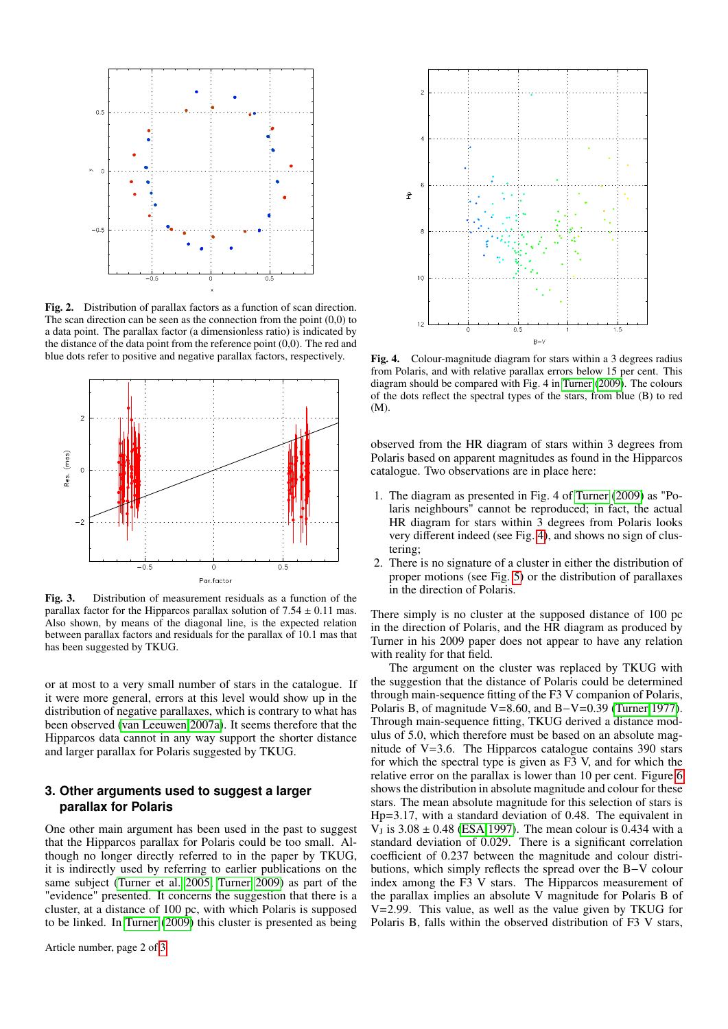**Fig. 2.** Distribution of parallax factors as a function of scan direction. The scan direction can be seen as the connection from the point (0,0) to a data point. The parallax factor (a dimensionless ratio) is indicated by the distance of the data point from the reference point (0,0). The red and blue dots refer to positive and negative parallax factors, respectively.

**Fig. 3.** Distribution of measurement residuals as a function of the parallax factor for the Hipparcos parallax solution of 7.54 ± 0.11 mas. Also shown, by means of the diagonal line, is the expected relation between parallax factors and residuals for the parallax of 10.1 mas that has been suggested by TKUG.

or at most to a very small number of stars in the catalogue. If it were more general, errors at this level would show up in the distribution of negative parallaxes, which is contrary to what has been observed (van Leeuwen 2007a). It seems therefore that the Hipparcos data cannot in any way support the shorter distance and larger parallax for Polaris suggested by TKUG.

## 3. Other arguments used to suggest a larger parallax for Polaris

One other main argument has been used in the past to suggest that the Hipparcos parallax for Polaris could be too small. Although no longer directly referred to in the paper by TKUG, it is indirectly used by referring to earlier publications on the same subject (Turner et al. 2005; Turner 2009) as part of the "evidence" presented. It concerns the suggestion that there is a cluster, at a distance of 100 pc, with which Polaris is supposed to be linked. In Turner (2009) this cluster is presented as being

**Fig. 4.** Colour-magnitude diagram for stars within a 3 degrees radius from Polaris, and with relative parallax errors below 15 per cent. This diagram should be compared with Fig. 4 in Turner (2009). The colours of the dots reflect the spectral types of the stars, from blue (B) to red (M).

observed from the HR diagram of stars within 3 degrees from Polaris based on apparent magnitudes as found in the Hipparcos catalogue. Two observations are in place here:

1. The diagram as presented in Fig. 4 of Turner (2009) as "Polaris neighbours" cannot be reproduced; in fact, the actual HR diagram for stars within 3 degrees from Polaris looks very different indeed (see Fig. 4), and shows no sign of clustering;
2. There is no signature of a cluster in either the distribution of proper motions (see Fig. 5) or the distribution of parallaxes in the direction of Polaris.

There simply is no cluster at the supposed distance of 100 pc in the direction of Polaris, and the HR diagram as produced by Turner in his 2009 paper does not appear to have any relation with reality for that field.

The argument on the cluster was replaced by TKUG with the suggestion that the distance of Polaris could be determined through main-sequence fitting of the F3 V companion of Polaris, Polaris B, of magnitude V=8.60, and B−V=0.39 (Turner 1977). Through main-sequence fitting, TKUG derived a distance modulus of 5.0, which therefore must be based on an absolute magnitude of V=3.6. The Hipparcos catalogue contains 390 stars for which the spectral type is given as F3 V, and for which the relative error on the parallax is lower than 10 per cent. Figure 6 shows the distribution in absolute magnitude and colour for these stars. The mean absolute magnitude for this selection of stars is Hp=3.17, with a standard deviation of 0.48. The equivalent in $V_J$ is 3.08 ± 0.48 (ESA 1997). The mean colour is 0.434 with a standard deviation of 0.029. There is a significant correlation coefficient of 0.237 between the magnitude and colour distributions, which simply reflects the spread over the B−V colour index among the F3 V stars. The Hipparcos measurement of the parallax implies an absolute V magnitude for Polaris B of V=2.99. This value, as well as the value given by TKUG for Polaris B, falls within the observed distribution of F3 V stars,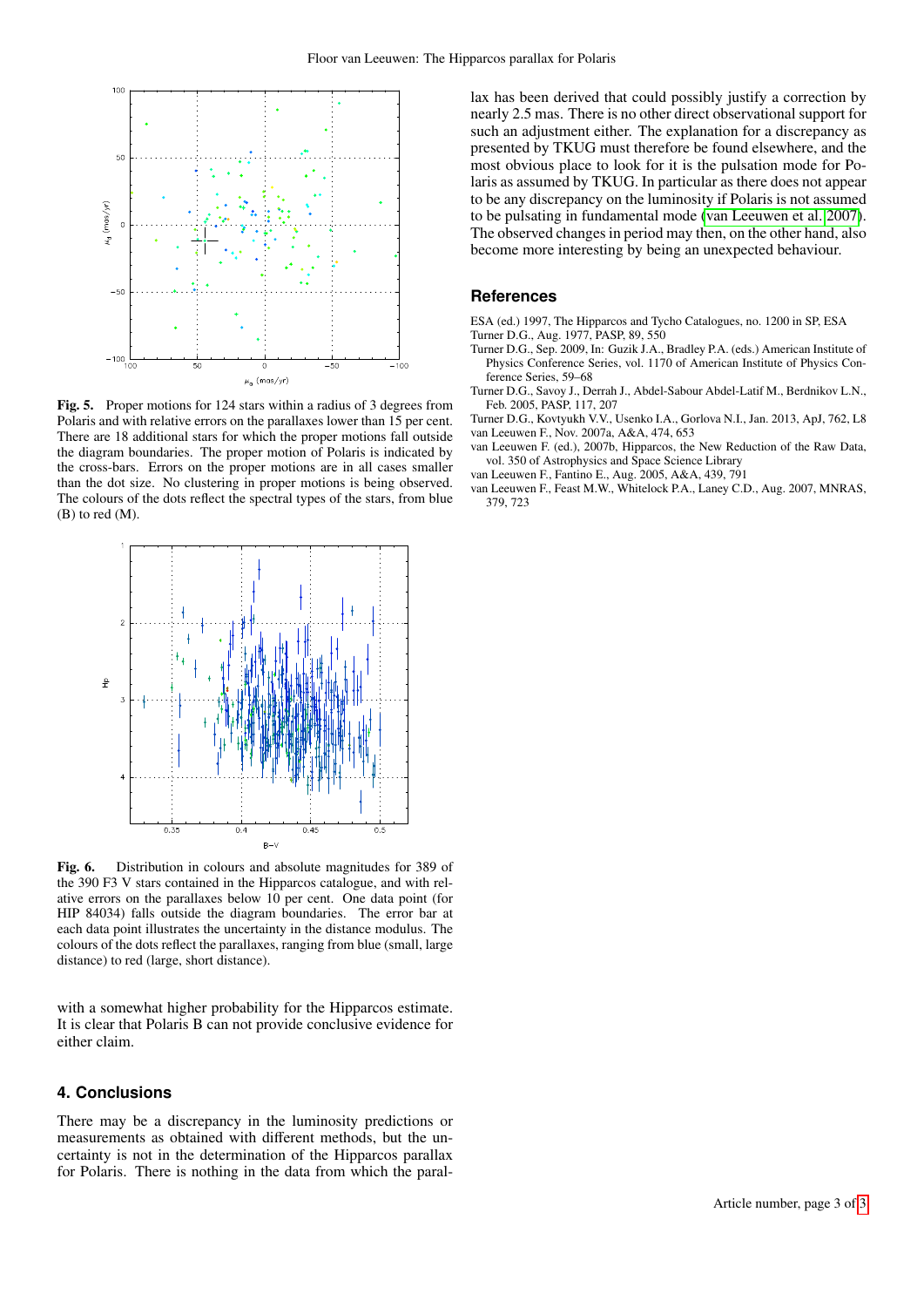100

50

0

−50

−100

100 50 0 −50 −100

$\mu_\delta$ (mas/yr)

$\mu_\alpha$ (mas/yr)

**Fig. 5.** Proper motions for 124 stars within a radius of 3 degrees from Polaris and with relative errors on the parallaxes lower than 15 per cent. There are 18 additional stars for which the proper motions fall outside the diagram boundaries. The proper motion of Polaris is indicated by the cross-bars. Errors on the proper motions are in all cases smaller than the dot size. No clustering in proper motions is being observed. The colours of the dots reflect the spectral types of the stars, from blue (B) to red (M).

1

2

3

4

Hp

0.35 0.4 0.45 0.5

B−V

**Fig. 6.** Distribution in colours and absolute magnitudes for 389 of the 390 F3 V stars contained in the Hipparcos catalogue, and with relative errors on the parallaxes below 10 per cent. One data point (for HIP 84034) falls outside the diagram boundaries. The error bar at each data point illustrates the uncertainty in the distance modulus. The colours of the dots reflect the parallaxes, ranging from blue (small, large distance) to red (large, short distance).

with a somewhat higher probability for the Hipparcos estimate. It is clear that Polaris B can not provide conclusive evidence for either claim.

## 4. Conclusions

There may be a discrepancy in the luminosity predictions or measurements as obtained with different methods, but the uncertainty is not in the determination of the Hipparcos parallax for Polaris. There is nothing in the data from which the parallax has been derived that could possibly justify a correction by nearly 2.5 mas. There is no other direct observational support for such an adjustment either. The explanation for a discrepancy as presented by TKUG must therefore be found elsewhere, and the most obvious place to look for it is the pulsation mode for Polaris as assumed by TKUG. In particular as there does not appear to be any discrepancy on the luminosity if Polaris is not assumed to be pulsating in fundamental mode (van Leeuwen et al. 2007). The observed changes in period may then, on the other hand, also become more interesting by being an unexpected behaviour.

## References

ESA (ed.) 1997, The Hipparcos and Tycho Catalogues, no. 1200 in SP, ESA

Turner D.G., Aug. 1977, PASP, 89, 550

Turner D.G., Sep. 2009, In: Guzik J.A., Bradley P.A. (eds.) American Institute of Physics Conference Series, vol. 1170 of American Institute of Physics Conference Series, 59–68

Turner D.G., Savoy J., Derrah J., Abdel-Sabour Abdel-Latif M., Berdnikov L.N., Feb. 2005, PASP, 117, 207

Turner D.G., Kovtyukh V.V., Usenko I.A., Gorlova N.I., Jan. 2013, ApJ, 762, L8

van Leeuwen F., Nov. 2007a, A&A, 474, 653

van Leeuwen F. (ed.), 2007b, Hipparcos, the New Reduction of the Raw Data, vol. 350 of Astrophysics and Space Science Library

van Leeuwen F., Fantino E., Aug. 2005, A&A, 439, 791

van Leeuwen F., Feast M.W., Whitelock P.A., Laney C.D., Aug. 2007, MNRAS, 379, 723